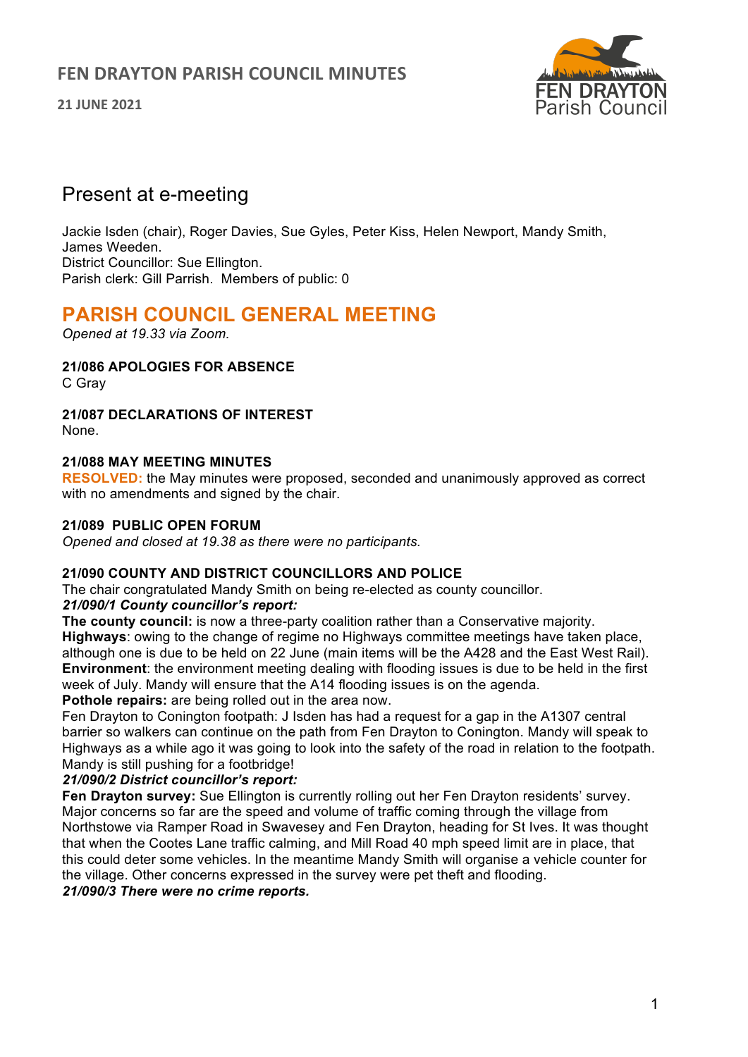# FEN DRAYTON PARISH COUNCIL MINUTES

**21 JUNE 2021**

FEN DRAYTON Parish Council

## Present at e-meeting

Jackie Isden (chair), Roger Davies, Sue Gyles, Peter Kiss, Helen Newport, Mandy Smith, James Weeden.
District Councillor: Sue Ellington.
Parish clerk: Gill Parrish. Members of public: 0

## PARISH COUNCIL GENERAL MEETING

*Opened at 19.33 via Zoom.*

**21/086 APOLOGIES FOR ABSENCE**
C Gray

**21/087 DECLARATIONS OF INTEREST**
None.

**21/088 MAY MEETING MINUTES**
**RESOLVED:** the May minutes were proposed, seconded and unanimously approved as correct with no amendments and signed by the chair.

**21/089 PUBLIC OPEN FORUM**
*Opened and closed at 19.38 as there were no participants.*

**21/090 COUNTY AND DISTRICT COUNCILLORS AND POLICE**
The chair congratulated Mandy Smith on being re-elected as county councillor.
***21/090/1 County councillor's report:***
**The county council:** is now a three-party coalition rather than a Conservative majority.
**Highways**: owing to the change of regime no Highways committee meetings have taken place, although one is due to be held on 22 June (main items will be the A428 and the East West Rail).
**Environment**: the environment meeting dealing with flooding issues is due to be held in the first week of July. Mandy will ensure that the A14 flooding issues is on the agenda.
**Pothole repairs:** are being rolled out in the area now.
Fen Drayton to Conington footpath: J Isden has had a request for a gap in the A1307 central barrier so walkers can continue on the path from Fen Drayton to Conington. Mandy will speak to Highways as a while ago it was going to look into the safety of the road in relation to the footpath. Mandy is still pushing for a footbridge!
***21/090/2 District councillor's report:***
**Fen Drayton survey:** Sue Ellington is currently rolling out her Fen Drayton residents' survey. Major concerns so far are the speed and volume of traffic coming through the village from Northstowe via Ramper Road in Swavesey and Fen Drayton, heading for St Ives. It was thought that when the Cootes Lane traffic calming, and Mill Road 40 mph speed limit are in place, that this could deter some vehicles. In the meantime Mandy Smith will organise a vehicle counter for the village. Other concerns expressed in the survey were pet theft and flooding.
***21/090/3 There were no crime reports.***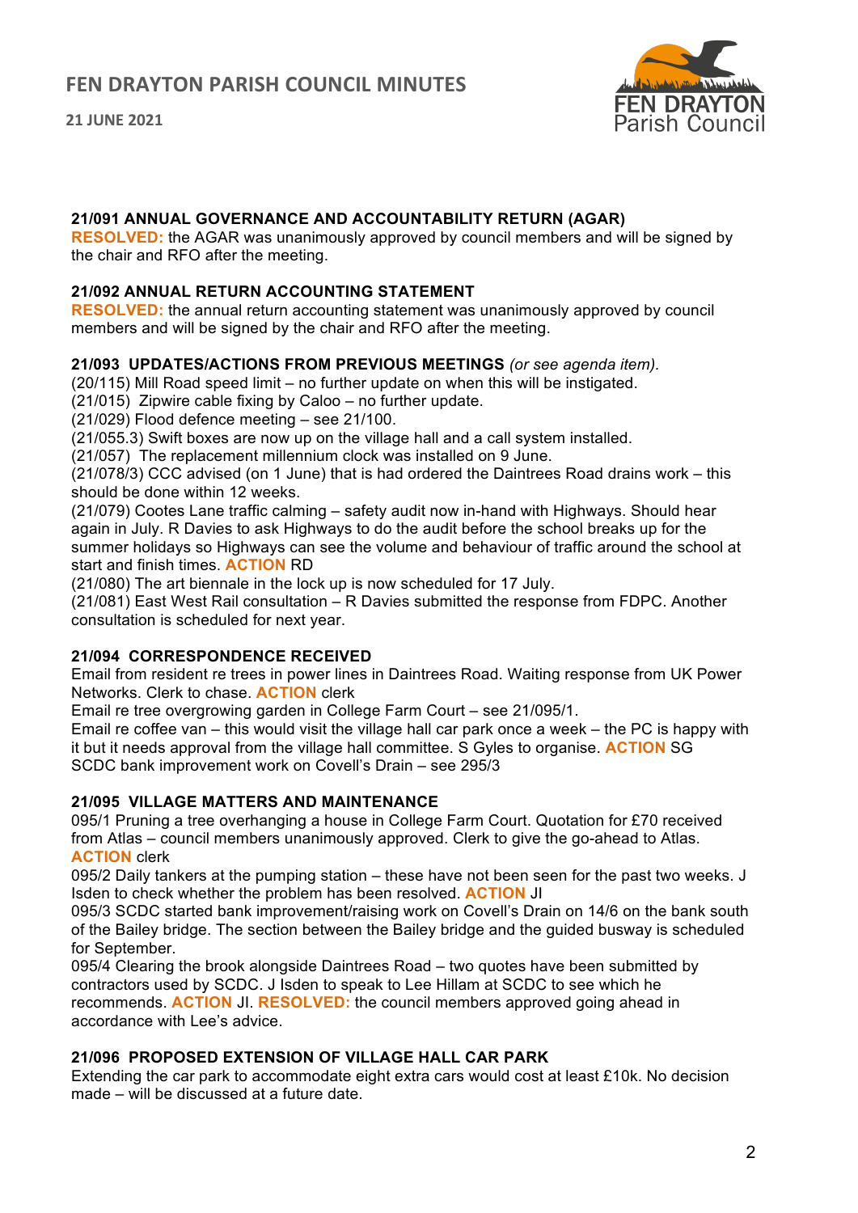# FEN DRAYTON PARISH COUNCIL MINUTES

**21 JUNE 2021**

### 21/091 ANNUAL GOVERNANCE AND ACCOUNTABILITY RETURN (AGAR)

**RESOLVED:** the AGAR was unanimously approved by council members and will be signed by the chair and RFO after the meeting.

### 21/092 ANNUAL RETURN ACCOUNTING STATEMENT

**RESOLVED:** the annual return accounting statement was unanimously approved by council members and will be signed by the chair and RFO after the meeting.

### 21/093 UPDATES/ACTIONS FROM PREVIOUS MEETINGS *(or see agenda item).*

(20/115) Mill Road speed limit – no further update on when this will be instigated.
(21/015) Zipwire cable fixing by Caloo – no further update.
(21/029) Flood defence meeting – see 21/100.
(21/055.3) Swift boxes are now up on the village hall and a call system installed.
(21/057) The replacement millennium clock was installed on 9 June.
(21/078/3) CCC advised (on 1 June) that is had ordered the Daintrees Road drains work – this should be done within 12 weeks.
(21/079) Cootes Lane traffic calming – safety audit now in-hand with Highways. Should hear again in July. R Davies to ask Highways to do the audit before the school breaks up for the summer holidays so Highways can see the volume and behaviour of traffic around the school at start and finish times. **ACTION** RD
(21/080) The art biennale in the lock up is now scheduled for 17 July.
(21/081) East West Rail consultation – R Davies submitted the response from FDPC. Another consultation is scheduled for next year.

### 21/094 CORRESPONDENCE RECEIVED

Email from resident re trees in power lines in Daintrees Road. Waiting response from UK Power Networks. Clerk to chase. **ACTION** clerk
Email re tree overgrowing garden in College Farm Court – see 21/095/1.
Email re coffee van – this would visit the village hall car park once a week – the PC is happy with it but it needs approval from the village hall committee. S Gyles to organise. **ACTION** SG
SCDC bank improvement work on Covell's Drain – see 295/3

### 21/095 VILLAGE MATTERS AND MAINTENANCE

095/1 Pruning a tree overhanging a house in College Farm Court. Quotation for £70 received from Atlas – council members unanimously approved. Clerk to give the go-ahead to Atlas. **ACTION** clerk
095/2 Daily tankers at the pumping station – these have not been seen for the past two weeks. J Isden to check whether the problem has been resolved. **ACTION** JI
095/3 SCDC started bank improvement/raising work on Covell's Drain on 14/6 on the bank south of the Bailey bridge. The section between the Bailey bridge and the guided busway is scheduled for September.
095/4 Clearing the brook alongside Daintrees Road – two quotes have been submitted by contractors used by SCDC. J Isden to speak to Lee Hillam at SCDC to see which he recommends. **ACTION** JI. **RESOLVED:** the council members approved going ahead in accordance with Lee's advice.

### 21/096 PROPOSED EXTENSION OF VILLAGE HALL CAR PARK

Extending the car park to accommodate eight extra cars would cost at least £10k. No decision made – will be discussed at a future date.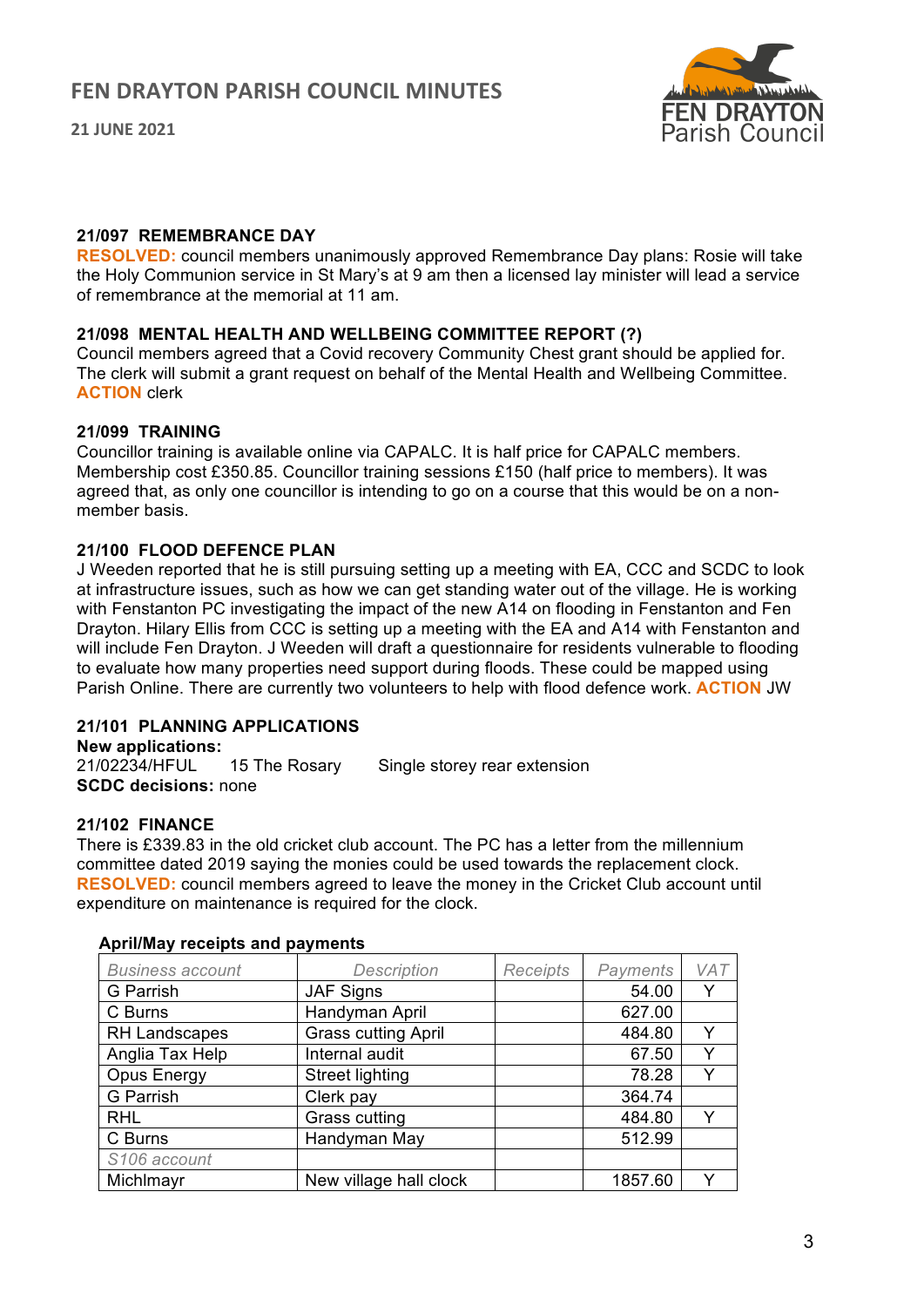### 21/097 REMEMBRANCE DAY

**RESOLVED:** council members unanimously approved Remembrance Day plans: Rosie will take the Holy Communion service in St Mary's at 9 am then a licensed lay minister will lead a service of remembrance at the memorial at 11 am.

### 21/098 MENTAL HEALTH AND WELLBEING COMMITTEE REPORT (?)

Council members agreed that a Covid recovery Community Chest grant should be applied for. The clerk will submit a grant request on behalf of the Mental Health and Wellbeing Committee. **ACTION** clerk

### 21/099 TRAINING

Councillor training is available online via CAPALC. It is half price for CAPALC members. Membership cost £350.85. Councillor training sessions £150 (half price to members). It was agreed that, as only one councillor is intending to go on a course that this would be on a non-member basis.

### 21/100 FLOOD DEFENCE PLAN

J Weeden reported that he is still pursuing setting up a meeting with EA, CCC and SCDC to look at infrastructure issues, such as how we can get standing water out of the village. He is working with Fenstanton PC investigating the impact of the new A14 on flooding in Fenstanton and Fen Drayton. Hilary Ellis from CCC is setting up a meeting with the EA and A14 with Fenstanton and will include Fen Drayton. J Weeden will draft a questionnaire for residents vulnerable to flooding to evaluate how many properties need support during floods. These could be mapped using Parish Online. There are currently two volunteers to help with flood defence work. **ACTION** JW

### 21/101 PLANNING APPLICATIONS

**New applications:**

21/02234/HFUL 15 The Rosary Single storey rear extension

**SCDC decisions:** none

### 21/102 FINANCE

There is £339.83 in the old cricket club account. The PC has a letter from the millennium committee dated 2019 saying the monies could be used towards the replacement clock. **RESOLVED:** council members agreed to leave the money in the Cricket Club account until expenditure on maintenance is required for the clock.

**April/May receipts and payments**

| *Business account* | *Description* | *Receipts* | *Payments* | *VAT* |
|---|---|---|---|---|
| G Parrish | JAF Signs | | 54.00 | Y |
| C Burns | Handyman April | | 627.00 | |
| RH Landscapes | Grass cutting April | | 484.80 | Y |
| Anglia Tax Help | Internal audit | | 67.50 | Y |
| Opus Energy | Street lighting | | 78.28 | Y |
| G Parrish | Clerk pay | | 364.74 | |
| RHL | Grass cutting | | 484.80 | Y |
| C Burns | Handyman May | | 512.99 | |
| *S106 account* | | | | |
| Michlmayr | New village hall clock | | 1857.60 | Y |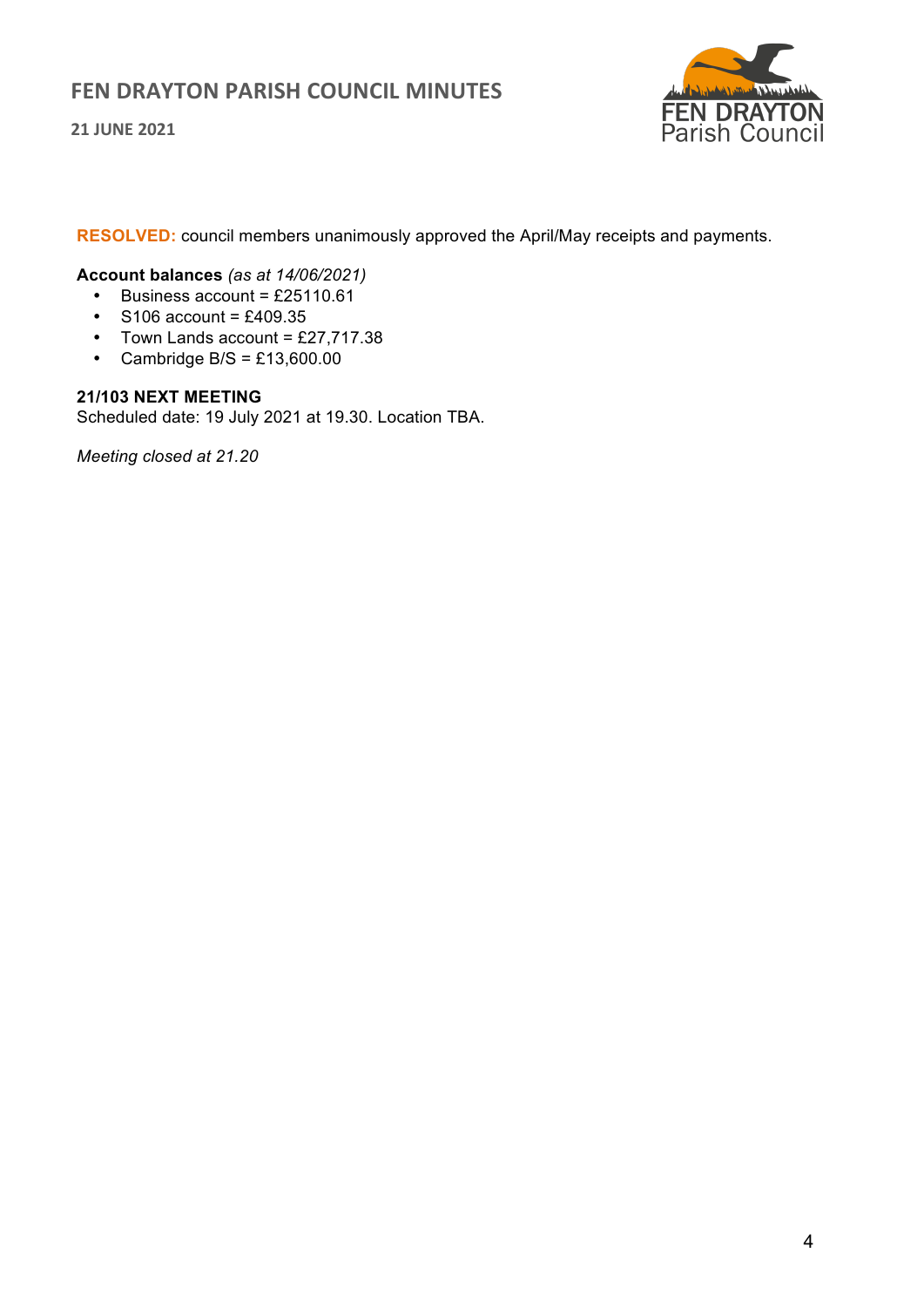**RESOLVED:** council members unanimously approved the April/May receipts and payments.

**Account balances** *(as at 14/06/2021)*

- Business account = £25110.61
- S106 account = £409.35
- Town Lands account = £27,717.38
- Cambridge B/S = £13,600.00

**21/103 NEXT MEETING**

Scheduled date: 19 July 2021 at 19.30. Location TBA.

*Meeting closed at 21.20*